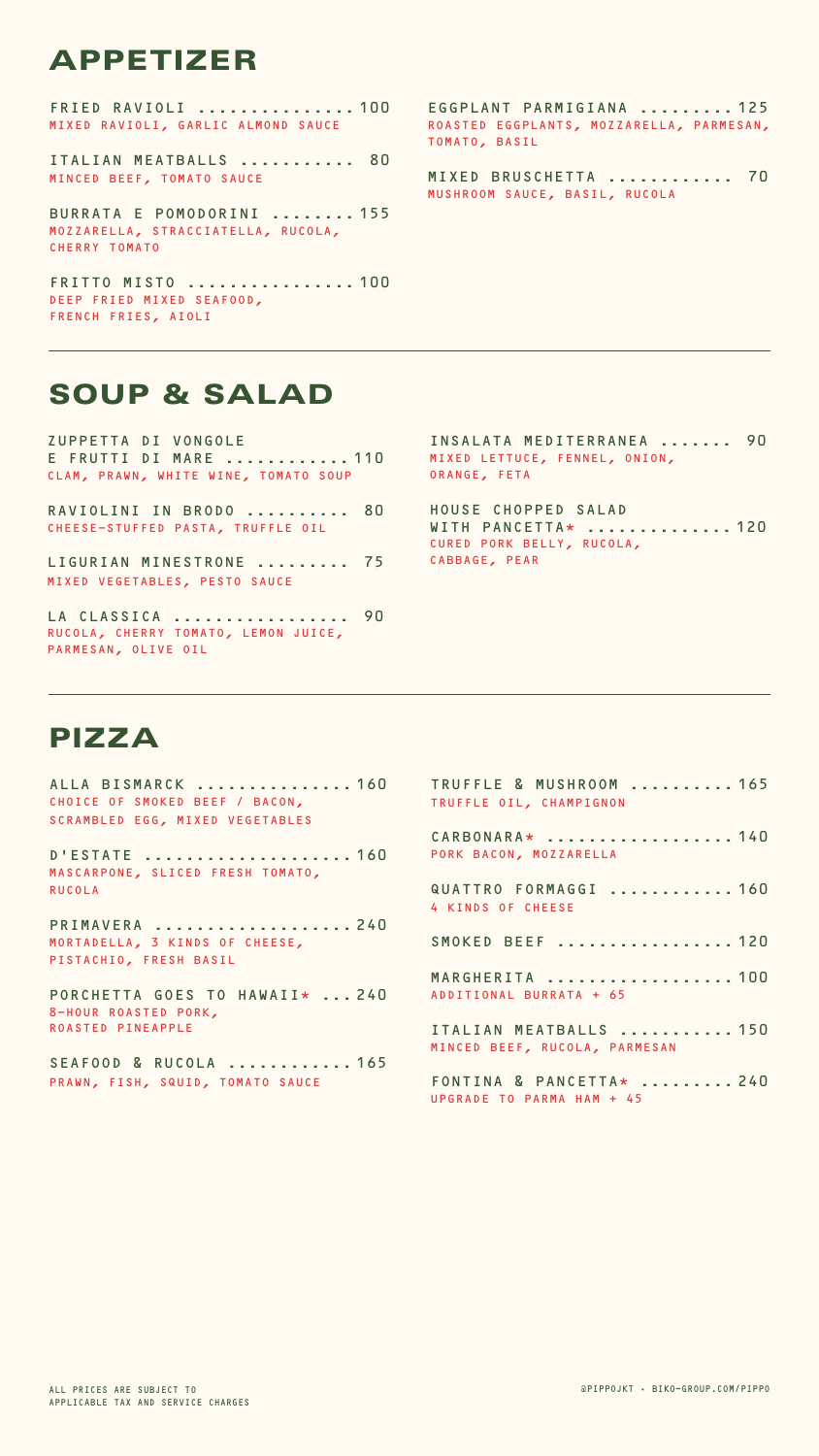# APPETIZER

**FRIED RAVIOLI** ............... 100
MIXED RAVIOLI, GARLIC ALMOND SAUCE

**ITALIAN MEATBALLS** ........... 80
MINCED BEEF, TOMATO SAUCE

**BURRATA E POMODORINI** ........ 155
MOZZARELLA, STRACCIATELLA, RUCOLA, CHERRY TOMATO

**FRITTO MISTO** ................ 100
DEEP FRIED MIXED SEAFOOD, FRENCH FRIES, AIOLI

**EGGPLANT PARMIGIANA** ......... 125
ROASTED EGGPLANTS, MOZZARELLA, PARMESAN, TOMATO, BASIL

**MIXED BRUSCHETTA** ............ 70
MUSHROOM SAUCE, BASIL, RUCOLA

# SOUP & SALAD

**ZUPPETTA DI VONGOLE E FRUTTI DI MARE** ............ 110
CLAM, PRAWN, WHITE WINE, TOMATO SOUP

**RAVIOLINI IN BRODO** .......... 80
CHEESE-STUFFED PASTA, TRUFFLE OIL

**LIGURIAN MINESTRONE** ......... 75
MIXED VEGETABLES, PESTO SAUCE

**LA CLASSICA** ................. 90
RUCOLA, CHERRY TOMATO, LEMON JUICE, PARMESAN, OLIVE OIL

**INSALATA MEDITERRANEA** ....... 90
MIXED LETTUCE, FENNEL, ONION, ORANGE, FETA

**HOUSE CHOPPED SALAD WITH PANCETTA*** .............. 120
CURED PORK BELLY, RUCOLA, CABBAGE, PEAR

# PIZZA

**ALLA BISMARCK** ............... 160
CHOICE OF SMOKED BEEF / BACON, SCRAMBLED EGG, MIXED VEGETABLES

**D'ESTATE** .................... 160
MASCARPONE, SLICED FRESH TOMATO, RUCOLA

**PRIMAVERA** ................... 240
MORTADELLA, 3 KINDS OF CHEESE, PISTACHIO, FRESH BASIL

**PORCHETTA GOES TO HAWAII*** ... 240
8-HOUR ROASTED PORK, ROASTED PINEAPPLE

**SEAFOOD & RUCOLA** ............ 165
PRAWN, FISH, SQUID, TOMATO SAUCE

**TRUFFLE & MUSHROOM** .......... 165
TRUFFLE OIL, CHAMPIGNON

**CARBONARA*** .................. 140
PORK BACON, MOZZARELLA

**QUATTRO FORMAGGI** ............ 160
4 KINDS OF CHEESE

**SMOKED BEEF** ................. 120

**MARGHERITA** .................. 100
ADDITIONAL BURRATA + 65

**ITALIAN MEATBALLS** ........... 150
MINCED BEEF, RUCOLA, PARMESAN

**FONTINA & PANCETTA*** ......... 240
UPGRADE TO PARMA HAM + 45

ALL PRICES ARE SUBJECT TO APPLICABLE TAX AND SERVICE CHARGES

@PIPPOJKT - BIKO-GROUP.COM/PIPPO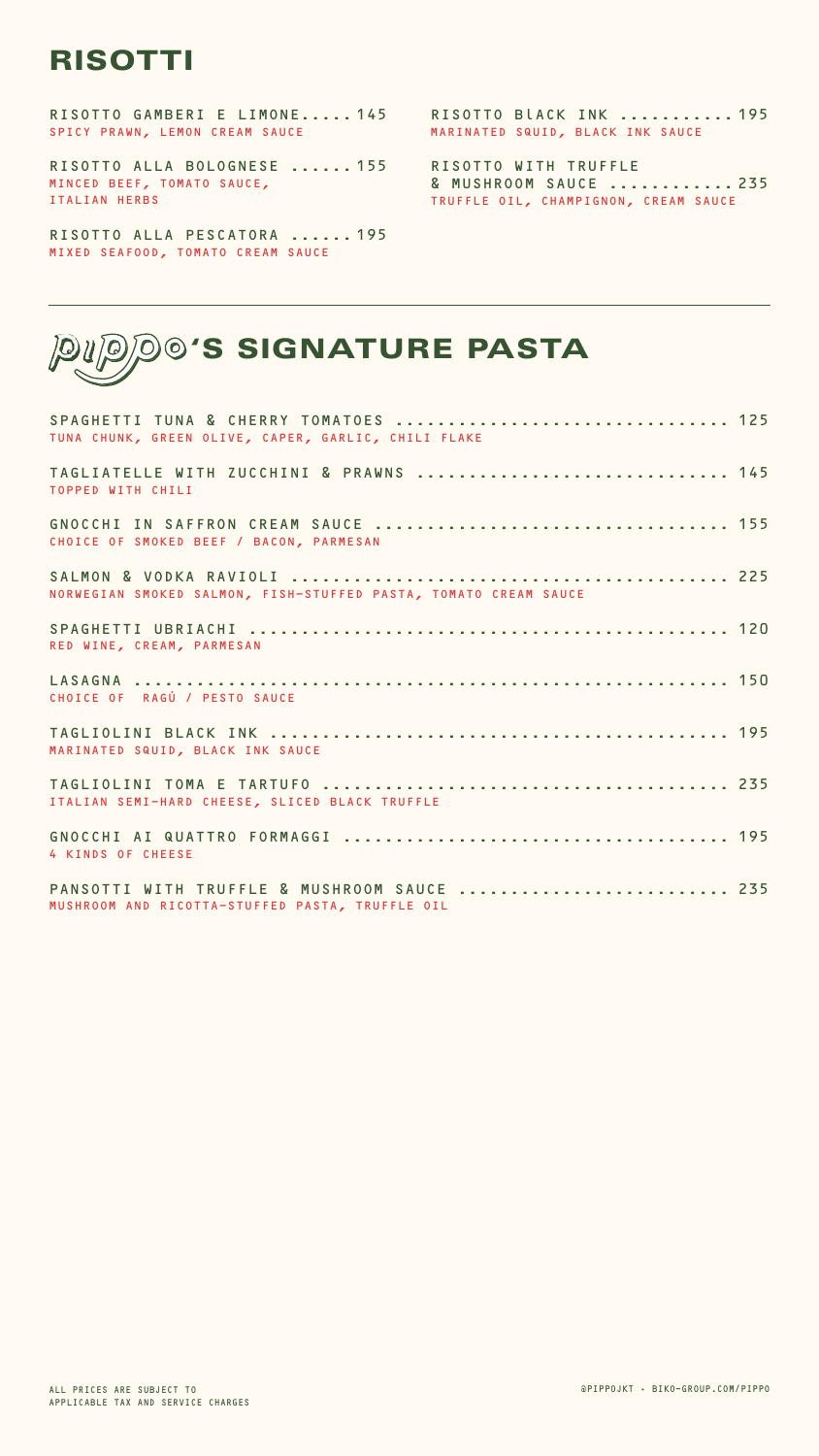# RISOTTI

**RISOTTO GAMBERI E LIMONE..... 145**
SPICY PRAWN, LEMON CREAM SAUCE

**RISOTTO ALLA BOLOGNESE ...... 155**
MINCED BEEF, TOMATO SAUCE, ITALIAN HERBS

**RISOTTO ALLA PESCATORA ...... 195**
MIXED SEAFOOD, TOMATO CREAM SAUCE

**RISOTTO BlACK INK ........... 195**
MARINATED SQUID, BLACK INK SAUCE

**RISOTTO WITH TRUFFLE & MUSHROOM SAUCE ............ 235**
TRUFFLE OIL, CHAMPIGNON, CREAM SAUCE

# PIPPO'S SIGNATURE PASTA

**SPAGHETTI TUNA & CHERRY TOMATOES ................................ 125**
TUNA CHUNK, GREEN OLIVE, CAPER, GARLIC, CHILI FLAKE

**TAGLIATELLE WITH ZUCCHINI & PRAWNS ............................... 145**
TOPPED WITH CHILI

**GNOCCHI IN SAFFRON CREAM SAUCE .................................. 155**
CHOICE OF SMOKED BEEF / BACON, PARMESAN

**SALMON & VODKA RAVIOLI .......................................... 225**
NORWEGIAN SMOKED SALMON, FISH-STUFFED PASTA, TOMATO CREAM SAUCE

**SPAGHETTI UBRIACHI ............................................... 120**
RED WINE, CREAM, PARMESAN

**LASAGNA .......................................................... 150**
CHOICE OF RAGÚ / PESTO SAUCE

**TAGLIOLINI BLACK INK ............................................. 195**
MARINATED SQUID, BLACK INK SAUCE

**TAGLIOLINI TOMA E TARTUFO ........................................ 235**
ITALIAN SEMI-HARD CHEESE, SLICED BLACK TRUFFLE

**GNOCCHI AI QUATTRO FORMAGGI ...................................... 195**
4 KINDS OF CHEESE

**PANSOTTI WITH TRUFFLE & MUSHROOM SAUCE ........................... 235**
MUSHROOM AND RICOTTA-STUFFED PASTA, TRUFFLE OIL

ALL PRICES ARE SUBJECT TO APPLICABLE TAX AND SERVICE CHARGES

@PIPPOJKT - BIKO-GROUP.COM/PIPPO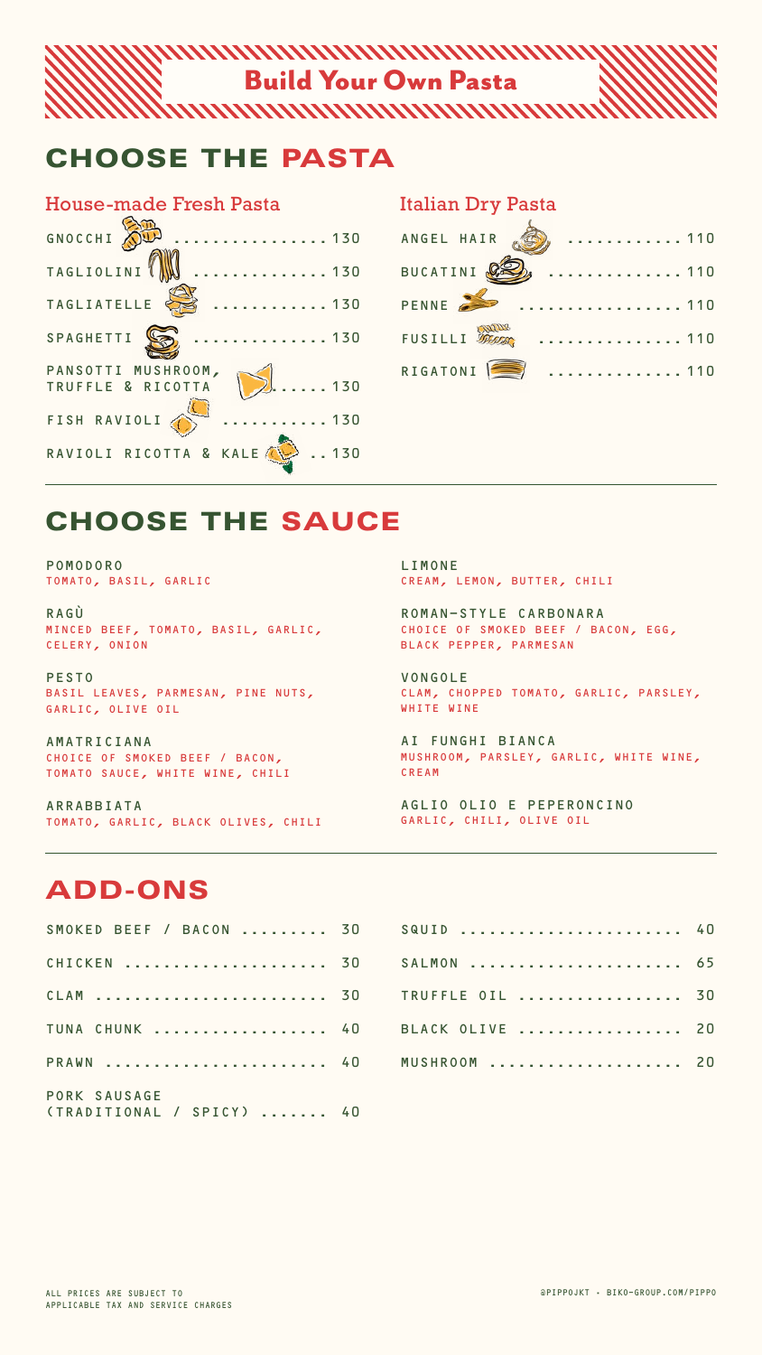# Build Your Own Pasta

## CHOOSE THE PASTA

### House-made Fresh Pasta

| Item | Price |
|---|---|
| GNOCCHI | 130 |
| TAGLIOLINI | 130 |
| TAGLIATELLE | 130 |
| SPAGHETTI | 130 |
| PANSOTTI MUSHROOM, TRUFFLE & RICOTTA | 130 |
| FISH RAVIOLI | 130 |
| RAVIOLI RICOTTA & KALE | 130 |

### Italian Dry Pasta

| Item | Price |
|---|---|
| ANGEL HAIR | 110 |
| BUCATINI | 110 |
| PENNE | 110 |
| FUSILLI | 110 |
| RIGATONI | 110 |

## CHOOSE THE SAUCE

**POMODORO**
TOMATO, BASIL, GARLIC

**RAGÙ**
MINCED BEEF, TOMATO, BASIL, GARLIC, CELERY, ONION

**PESTO**
BASIL LEAVES, PARMESAN, PINE NUTS, GARLIC, OLIVE OIL

**AMATRICIANA**
CHOICE OF SMOKED BEEF / BACON, TOMATO SAUCE, WHITE WINE, CHILI

**ARRABBIATA**
TOMATO, GARLIC, BLACK OLIVES, CHILI

**LIMONE**
CREAM, LEMON, BUTTER, CHILI

**ROMAN-STYLE CARBONARA**
CHOICE OF SMOKED BEEF / BACON, EGG, BLACK PEPPER, PARMESAN

**VONGOLE**
CLAM, CHOPPED TOMATO, GARLIC, PARSLEY, WHITE WINE

**AI FUNGHI BIANCA**
MUSHROOM, PARSLEY, GARLIC, WHITE WINE, CREAM

**AGLIO OLIO E PEPERONCINO**
GARLIC, CHILI, OLIVE OIL

## ADD-ONS

| Item | Price |
|---|---|
| SMOKED BEEF / BACON | 30 |
| CHICKEN | 30 |
| CLAM | 30 |
| TUNA CHUNK | 40 |
| PRAWN | 40 |
| PORK SAUSAGE (TRADITIONAL / SPICY) | 40 |
| SQUID | 40 |
| SALMON | 65 |
| TRUFFLE OIL | 30 |
| BLACK OLIVE | 20 |
| MUSHROOM | 20 |

ALL PRICES ARE SUBJECT TO APPLICABLE TAX AND SERVICE CHARGES

@PIPPOJKT - BIKO-GROUP.COM/PIPPO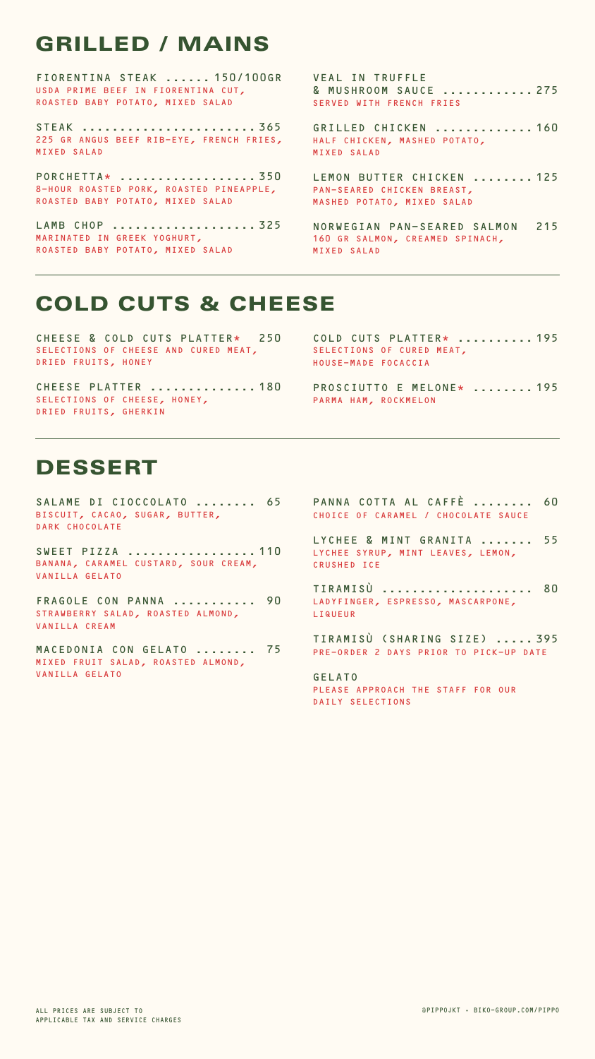## GRILLED / MAINS

**FIORENTINA STEAK ...... 150/100GR**
USDA PRIME BEEF IN FIORENTINA CUT, ROASTED BABY POTATO, MIXED SALAD

**STEAK ...................... 365**
225 GR ANGUS BEEF RIB-EYE, FRENCH FRIES, MIXED SALAD

**PORCHETTA* ................. 350**
8-HOUR ROASTED PORK, ROASTED PINEAPPLE, ROASTED BABY POTATO, MIXED SALAD

**LAMB CHOP .................. 325**
MARINATED IN GREEK YOGHURT, ROASTED BABY POTATO, MIXED SALAD

**VEAL IN TRUFFLE & MUSHROOM SAUCE ........... 275**
SERVED WITH FRENCH FRIES

**GRILLED CHICKEN ............ 160**
HALF CHICKEN, MASHED POTATO, MIXED SALAD

**LEMON BUTTER CHICKEN ........ 125**
PAN-SEARED CHICKEN BREAST, MASHED POTATO, MIXED SALAD

**NORWEGIAN PAN-SEARED SALMON 215**
160 GR SALMON, CREAMED SPINACH, MIXED SALAD

## COLD CUTS & CHEESE

**CHEESE & COLD CUTS PLATTER* 250**
SELECTIONS OF CHEESE AND CURED MEAT, DRIED FRUITS, HONEY

**CHEESE PLATTER ............. 180**
SELECTIONS OF CHEESE, HONEY, DRIED FRUITS, GHERKIN

**COLD CUTS PLATTER* .......... 195**
SELECTIONS OF CURED MEAT, HOUSE-MADE FOCACCIA

**PROSCIUTTO E MELONE* ........ 195**
PARMA HAM, ROCKMELON

## DESSERT

**SALAME DI CIOCCOLATO ........ 65**
BISCUIT, CACAO, SUGAR, BUTTER, DARK CHOCOLATE

**SWEET PIZZA ................ 110**
BANANA, CARAMEL CUSTARD, SOUR CREAM, VANILLA GELATO

**FRAGOLE CON PANNA ........... 90**
STRAWBERRY SALAD, ROASTED ALMOND, VANILLA CREAM

**MACEDONIA CON GELATO ........ 75**
MIXED FRUIT SALAD, ROASTED ALMOND, VANILLA GELATO

**PANNA COTTA AL CAFFÈ ........ 60**
CHOICE OF CARAMEL / CHOCOLATE SAUCE

**LYCHEE & MINT GRANITA ....... 55**
LYCHEE SYRUP, MINT LEAVES, LEMON, CRUSHED ICE

**TIRAMISÙ .................... 80**
LADYFINGER, ESPRESSO, MASCARPONE, LIQUEUR

**TIRAMISÙ (SHARING SIZE) ..... 395**
PRE-ORDER 2 DAYS PRIOR TO PICK-UP DATE

**GELATO**
PLEASE APPROACH THE STAFF FOR OUR DAILY SELECTIONS

ALL PRICES ARE SUBJECT TO APPLICABLE TAX AND SERVICE CHARGES

@PIPPOJKT • BIKO-GROUP.COM/PIPPO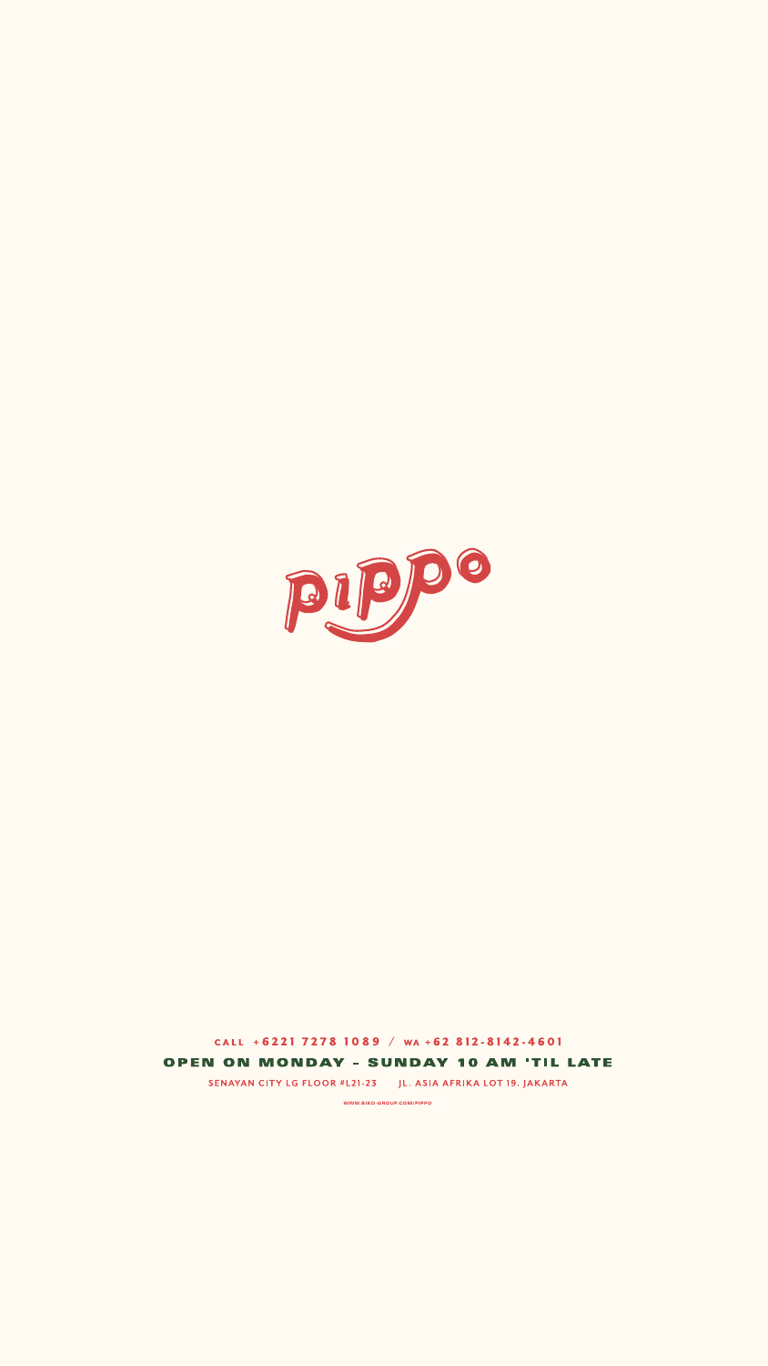# pippo

CALL +6221 7278 1089 / WA +62 812-8142-4601

**OPEN ON MONDAY – SUNDAY 10 AM 'TIL LATE**

SENAYAN CITY LG FLOOR #L21-23 JL. ASIA AFRIKA LOT 19. JAKARTA

WWW.BIKO-GROUP.COM/PIPPO